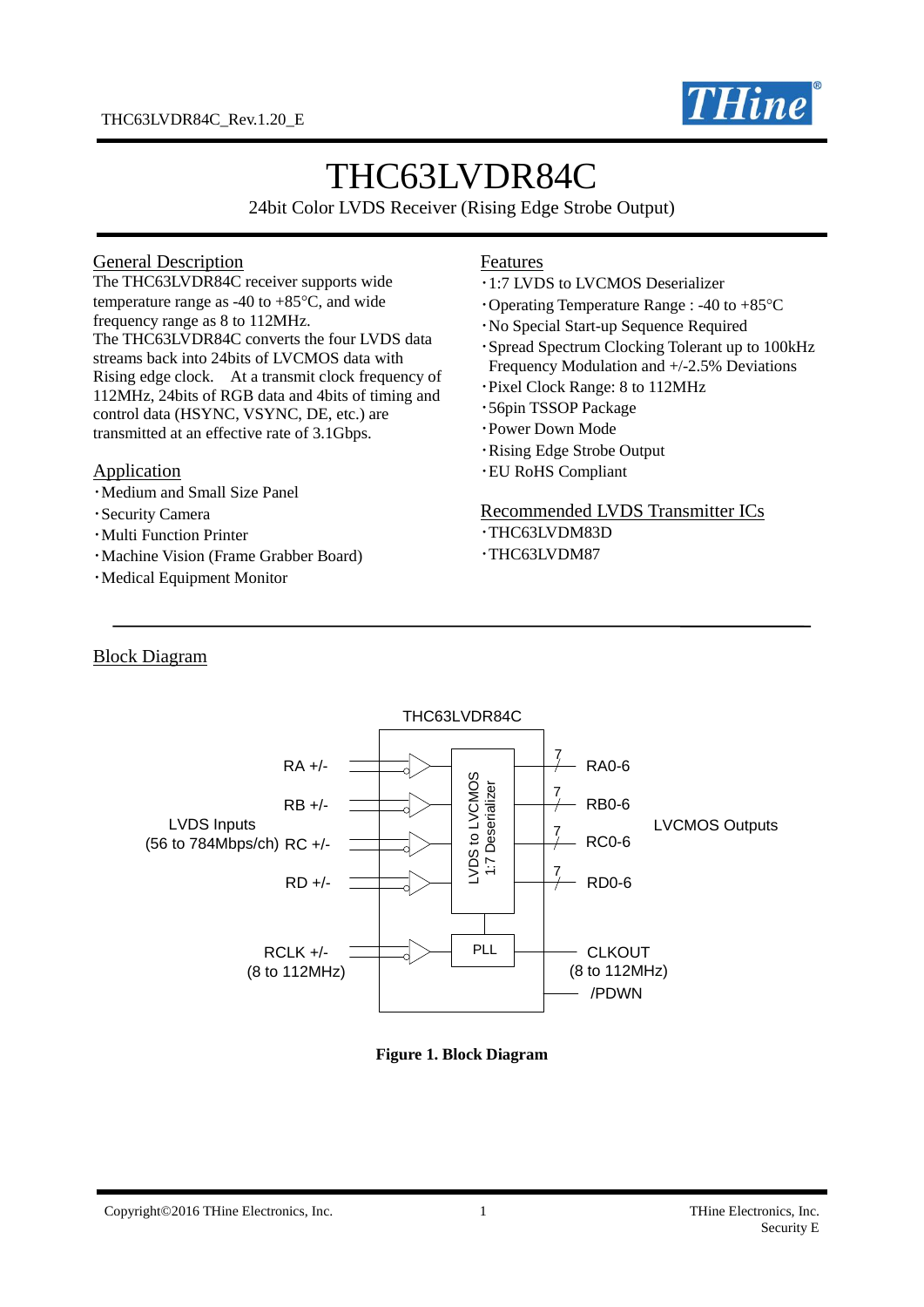# THC63LVDR84C

24bit Color LVDS Receiver (Rising Edge Strobe Output)

## General Description

The THC63LVDR84C receiver supports wide temperature range as -40 to +85°C, and wide frequency range as 8 to 112MHz.
The THC63LVDR84C converts the four LVDS data streams back into 24bits of LVCMOS data with Rising edge clock. At a transmit clock frequency of 112MHz, 24bits of RGB data and 4bits of timing and control data (HSYNC, VSYNC, DE, etc.) are transmitted at an effective rate of 3.1Gbps.

## Application

- Medium and Small Size Panel
- Security Camera
- Multi Function Printer
- Machine Vision (Frame Grabber Board)
- Medical Equipment Monitor

## Features

- 1:7 LVDS to LVCMOS Deserializer
- Operating Temperature Range : -40 to +85°C
- No Special Start-up Sequence Required
- Spread Spectrum Clocking Tolerant up to 100kHz Frequency Modulation and +/-2.5% Deviations
- Pixel Clock Range: 8 to 112MHz
- 56pin TSSOP Package
- Power Down Mode
- Rising Edge Strobe Output
- EU RoHS Compliant

## Recommended LVDS Transmitter ICs

- THC63LVDM83D
- THC63LVDM87

## Block Diagram

THC63LVDR84C

LVDS Inputs (56 to 784Mbps/ch): RA +/-, RB +/-, RC +/-, RD +/-

RCLK +/- (8 to 112MHz)

LVDS to LVCMOS 1:7 Deserializer

PLL

LVCMOS Outputs: RA0-6 (7), RB0-6 (7), RC0-6 (7), RD0-6 (7)

CLKOUT (8 to 112MHz)

/PDWN

**Figure 1. Block Diagram**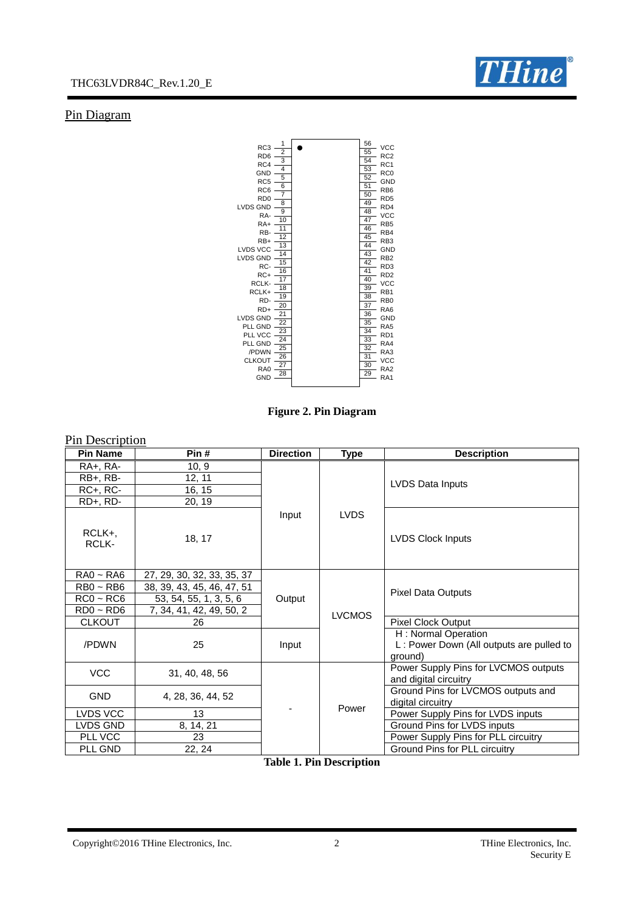## Pin Diagram

| Pin Name | Pin | | Pin | Pin Name |
|---|---|---|---|---|
| RC3 | 1 | | 56 | VCC |
| RD6 | 2 | | 55 | RC2 |
| RC4 | 3 | | 54 | RC1 |
| GND | 4 | | 53 | RC0 |
| RC5 | 5 | | 52 | GND |
| RC6 | 6 | | 51 | RB6 |
| RD0 | 7 | | 50 | RD5 |
| LVDS GND | 8 | | 49 | RD4 |
| RA- | 9 | | 48 | VCC |
| RA+ | 10 | | 47 | RB5 |
| RB- | 11 | | 46 | RB4 |
| RB+ | 12 | | 45 | RB3 |
| LVDS VCC | 13 | | 44 | GND |
| LVDS GND | 14 | | 43 | RB2 |
| RC- | 15 | | 42 | RD3 |
| RC+ | 16 | | 41 | RD2 |
| RCLK- | 17 | | 40 | VCC |
| RCLK+ | 18 | | 39 | RB1 |
| RD- | 19 | | 38 | RB0 |
| RD+ | 20 | | 37 | RA6 |
| LVDS GND | 21 | | 36 | GND |
| PLL GND | 22 | | 35 | RA5 |
| PLL VCC | 23 | | 34 | RD1 |
| PLL GND | 24 | | 33 | RA4 |
| /PDWN | 25 | | 32 | RA3 |
| CLKOUT | 26 | | 31 | VCC |
| RA0 | 27 | | 30 | RA2 |
| GND | 28 | | 29 | RA1 |

**Figure 2. Pin Diagram**

## Pin Description

| Pin Name | Pin # | Direction | Type | Description |
|---|---|---|---|---|
| RA+, RA- | 10, 9 | Input | LVDS | LVDS Data Inputs |
| RB+, RB- | 12, 11 | | | |
| RC+, RC- | 16, 15 | | | |
| RD+, RD- | 20, 19 | | | |
| RCLK+, RCLK- | 18, 17 | | | LVDS Clock Inputs |
| RA0 ~ RA6 | 27, 29, 30, 32, 33, 35, 37 | Output | LVCMOS | Pixel Data Outputs |
| RB0 ~ RB6 | 38, 39, 43, 45, 46, 47, 51 | | | |
| RC0 ~ RC6 | 53, 54, 55, 1, 3, 5, 6 | | | |
| RD0 ~ RD6 | 7, 34, 41, 42, 49, 50, 2 | | | |
| CLKOUT | 26 | | | Pixel Clock Output |
| /PDWN | 25 | Input | | H : Normal Operation<br>L : Power Down (All outputs are pulled to ground) |
| VCC | 31, 40, 48, 56 | - | Power | Power Supply Pins for LVCMOS outputs and digital circuitry |
| GND | 4, 28, 36, 44, 52 | | | Ground Pins for LVCMOS outputs and digital circuitry |
| LVDS VCC | 13 | | | Power Supply Pins for LVDS inputs |
| LVDS GND | 8, 14, 21 | | | Ground Pins for LVDS inputs |
| PLL VCC | 23 | | | Power Supply Pins for PLL circuitry |
| PLL GND | 22, 24 | | | Ground Pins for PLL circuitry |

**Table 1. Pin Description**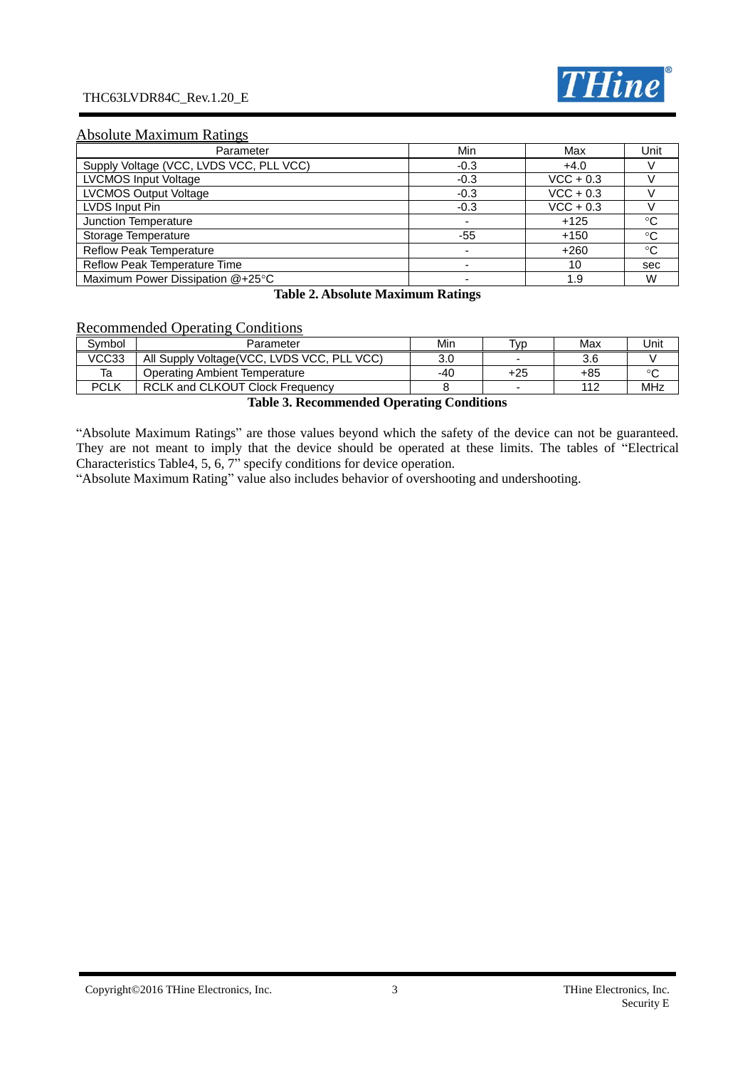## Absolute Maximum Ratings

| Parameter | Min | Max | Unit |
|---|---|---|---|
| Supply Voltage (VCC, LVDS VCC, PLL VCC) | -0.3 | +4.0 | V |
| LVCMOS Input Voltage | -0.3 | VCC + 0.3 | V |
| LVCMOS Output Voltage | -0.3 | VCC + 0.3 | V |
| LVDS Input Pin | -0.3 | VCC + 0.3 | V |
| Junction Temperature | - | +125 | °C |
| Storage Temperature | -55 | +150 | °C |
| Reflow Peak Temperature | - | +260 | °C |
| Reflow Peak Temperature Time | - | 10 | sec |
| Maximum Power Dissipation @+25°C | - | 1.9 | W |

**Table 2. Absolute Maximum Ratings**

## Recommended Operating Conditions

| Symbol | Parameter | Min | Typ | Max | Unit |
|---|---|---|---|---|---|
| VCC33 | All Supply Voltage(VCC, LVDS VCC, PLL VCC) | 3.0 | - | 3.6 | V |
| Ta | Operating Ambient Temperature | -40 | +25 | +85 | °C |
| PCLK | RCLK and CLKOUT Clock Frequency | 8 | - | 112 | MHz |

**Table 3. Recommended Operating Conditions**

"Absolute Maximum Ratings" are those values beyond which the safety of the device can not be guaranteed. They are not meant to imply that the device should be operated at these limits. The tables of "Electrical Characteristics Table4, 5, 6, 7" specify conditions for device operation.
"Absolute Maximum Rating" value also includes behavior of overshooting and undershooting.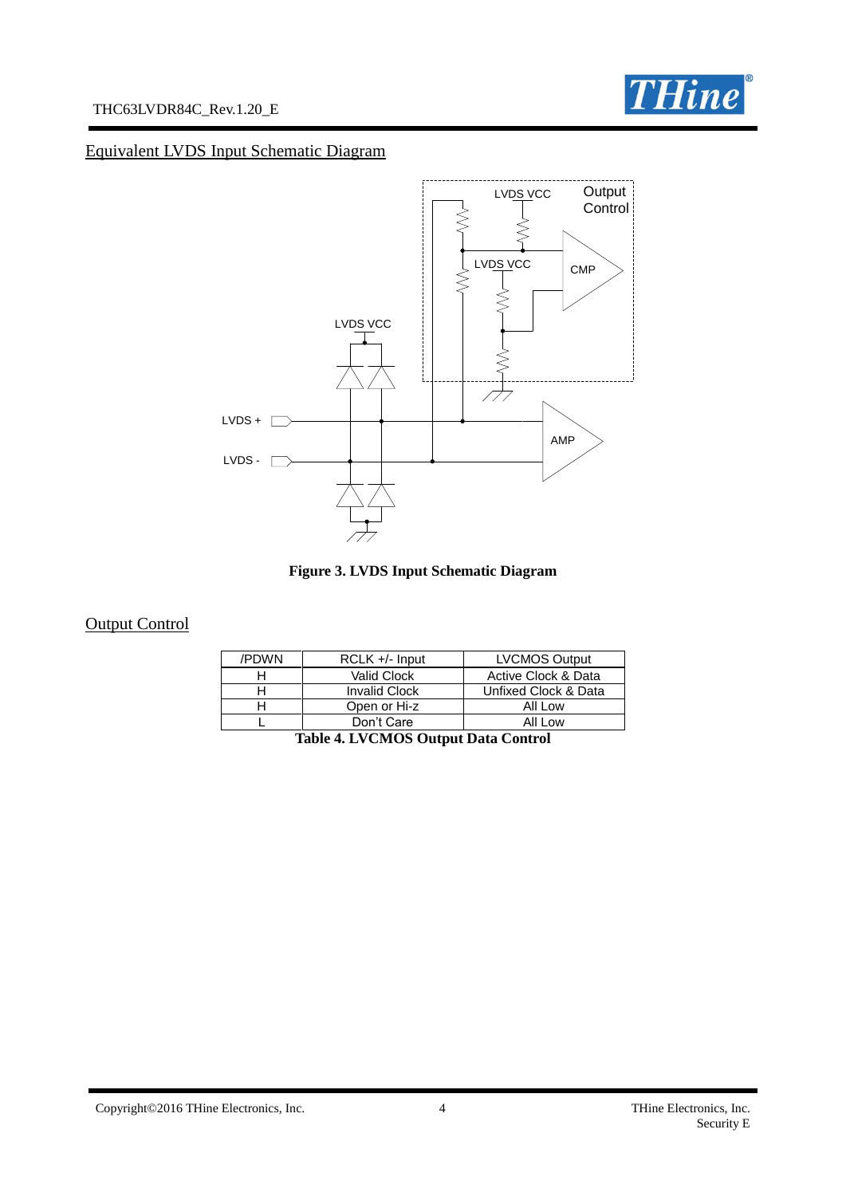## Equivalent LVDS Input Schematic Diagram

**Figure 3. LVDS Input Schematic Diagram**

## Output Control

| /PDWN | RCLK +/- Input | LVCMOS Output |
|---|---|---|
| H | Valid Clock | Active Clock & Data |
| H | Invalid Clock | Unfixed Clock & Data |
| H | Open or Hi-z | All Low |
| L | Don't Care | All Low |

**Table 4. LVCMOS Output Data Control**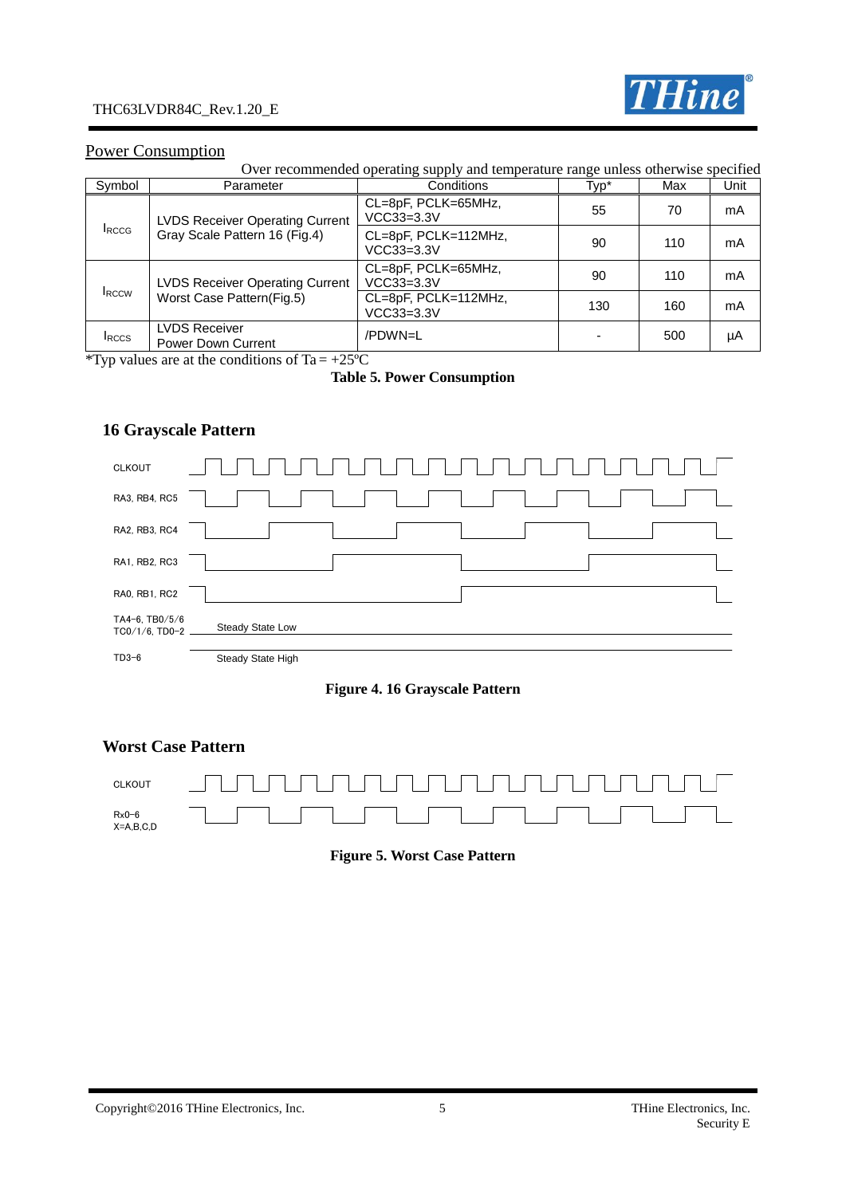## Power Consumption

Over recommended operating supply and temperature range unless otherwise specified

| Symbol | Parameter | Conditions | Typ* | Max | Unit |
|---|---|---|---|---|---|
| $I_{RCCG}$ | LVDS Receiver Operating Current Gray Scale Pattern 16 (Fig.4) | CL=8pF, PCLK=65MHz, VCC33=3.3V | 55 | 70 | mA |
| | | CL=8pF, PCLK=112MHz, VCC33=3.3V | 90 | 110 | mA |
| $I_{RCCW}$ | LVDS Receiver Operating Current Worst Case Pattern(Fig.5) | CL=8pF, PCLK=65MHz, VCC33=3.3V | 90 | 110 | mA |
| | | CL=8pF, PCLK=112MHz, VCC33=3.3V | 130 | 160 | mA |
| $I_{RCCS}$ | LVDS Receiver Power Down Current | /PDWN=L | - | 500 | μA |

*Typ values are at the conditions of Ta = +25℃

**Table 5. Power Consumption**

### 16 Grayscale Pattern

CLKOUT

RA3, RB4, RC5

RA2, RB3, RC4

RA1, RB2, RC3

RA0, RB1, RC2

TA4−6, TB0/5/6 TC0/1/6, TD0−2 — Steady State Low

TD3−6 — Steady State High

**Figure 4. 16 Grayscale Pattern**

### Worst Case Pattern

CLKOUT

Rx0−6 X=A,B,C,D

**Figure 5. Worst Case Pattern**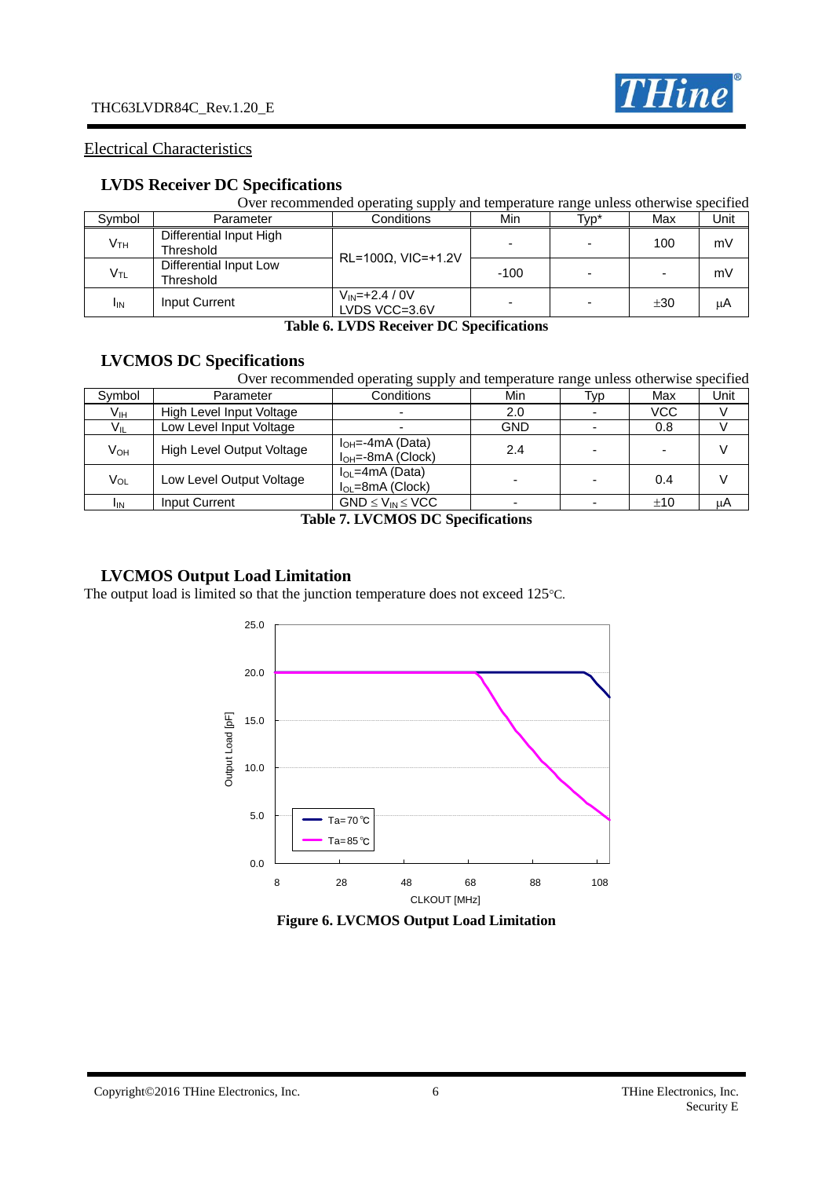## Electrical Characteristics

### LVDS Receiver DC Specifications

Over recommended operating supply and temperature range unless otherwise specified

| Symbol | Parameter | Conditions | Min | Typ* | Max | Unit |
|---|---|---|---|---|---|---|
| $V_{TH}$ | Differential Input High Threshold | RL=100Ω, VIC=+1.2V | - | - | 100 | mV |
| $V_{TL}$ | Differential Input Low Threshold | | -100 | - | - | mV |
| $I_{IN}$ | Input Current | $V_{IN}$=+2.4 / 0V LVDS VCC=3.6V | - | - | ±30 | μA |

**Table 6. LVDS Receiver DC Specifications**

### LVCMOS DC Specifications

Over recommended operating supply and temperature range unless otherwise specified

| Symbol | Parameter | Conditions | Min | Typ | Max | Unit |
|---|---|---|---|---|---|---|
| $V_{IH}$ | High Level Input Voltage | - | 2.0 | - | VCC | V |
| $V_{IL}$ | Low Level Input Voltage | - | GND | - | 0.8 | V |
| $V_{OH}$ | High Level Output Voltage | $I_{OH}$=-4mA (Data) $I_{OH}$=-8mA (Clock) | 2.4 | - | - | V |
| $V_{OL}$ | Low Level Output Voltage | $I_{OL}$=4mA (Data) $I_{OL}$=8mA (Clock) | - | - | 0.4 | V |
| $I_{IN}$ | Input Current | GND ≤ $V_{IN}$ ≤ VCC | - | - | ±10 | μA |

**Table 7. LVCMOS DC Specifications**

### LVCMOS Output Load Limitation

The output load is limited so that the junction temperature does not exceed 125°C.

**Figure 6. LVCMOS Output Load Limitation**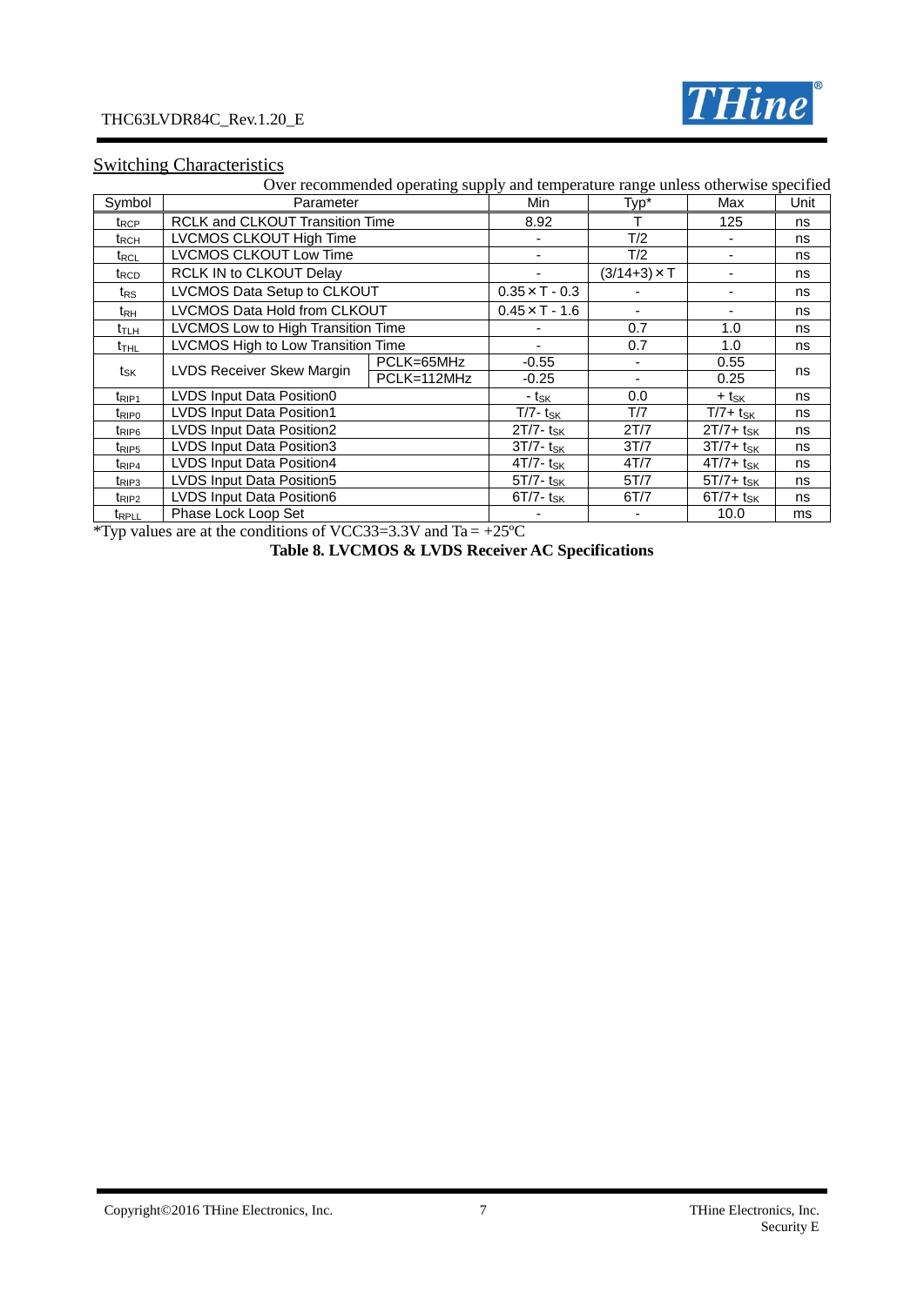## Switching Characteristics

Over recommended operating supply and temperature range unless otherwise specified

| Symbol | Parameter | | Min | Typ* | Max | Unit |
|---|---|---|---|---|---|---|
| $t_{RCP}$ | RCLK and CLKOUT Transition Time | | 8.92 | T | 125 | ns |
| $t_{RCH}$ | LVCMOS CLKOUT High Time | | - | T/2 | - | ns |
| $t_{RCL}$ | LVCMOS CLKOUT Low Time | | - | T/2 | - | ns |
| $t_{RCD}$ | RCLK IN to CLKOUT Delay | | - | $(3/14+3) \times T$ | - | ns |
| $t_{RS}$ | LVCMOS Data Setup to CLKOUT | | $0.35 \times T - 0.3$ | - | - | ns |
| $t_{RH}$ | LVCMOS Data Hold from CLKOUT | | $0.45 \times T - 1.6$ | - | - | ns |
| $t_{TLH}$ | LVCMOS Low to High Transition Time | | - | 0.7 | 1.0 | ns |
| $t_{THL}$ | LVCMOS High to Low Transition Time | | - | 0.7 | 1.0 | ns |
| $t_{SK}$ | LVDS Receiver Skew Margin | PCLK=65MHz | -0.55 | - | 0.55 | ns |
| | | PCLK=112MHz | -0.25 | - | 0.25 | |
| $t_{RIP1}$ | LVDS Input Data Position0 | | $-t_{SK}$ | 0.0 | $+t_{SK}$ | ns |
| $t_{RIP0}$ | LVDS Input Data Position1 | | $T/7-t_{SK}$ | T/7 | $T/7+t_{SK}$ | ns |
| $t_{RIP6}$ | LVDS Input Data Position2 | | $2T/7-t_{SK}$ | 2T/7 | $2T/7+t_{SK}$ | ns |
| $t_{RIP5}$ | LVDS Input Data Position3 | | $3T/7-t_{SK}$ | 3T/7 | $3T/7+t_{SK}$ | ns |
| $t_{RIP4}$ | LVDS Input Data Position4 | | $4T/7-t_{SK}$ | 4T/7 | $4T/7+t_{SK}$ | ns |
| $t_{RIP3}$ | LVDS Input Data Position5 | | $5T/7-t_{SK}$ | 5T/7 | $5T/7+t_{SK}$ | ns |
| $t_{RIP2}$ | LVDS Input Data Position6 | | $6T/7-t_{SK}$ | 6T/7 | $6T/7+t_{SK}$ | ns |
| $t_{RPLL}$ | Phase Lock Loop Set | | - | - | 10.0 | ms |

*Typ values are at the conditions of VCC33=3.3V and Ta = +25ºC

**Table 8. LVCMOS & LVDS Receiver AC Specifications**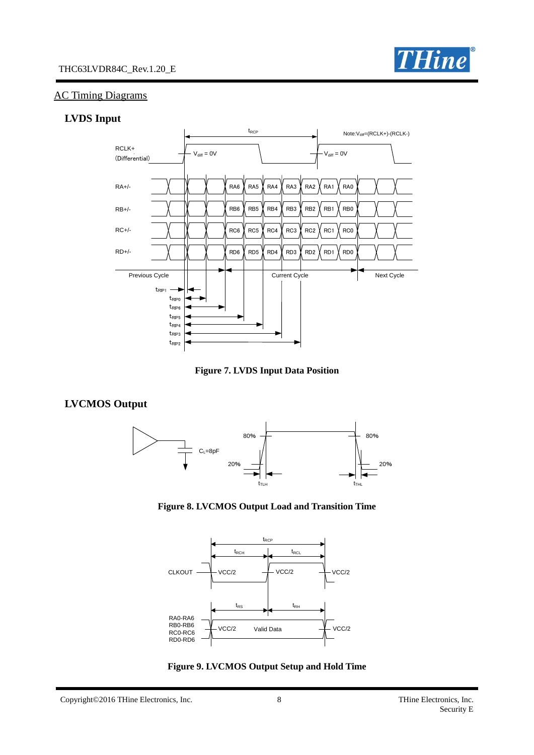## AC Timing Diagrams

### LVDS Input

**Figure 7. LVDS Input Data Position**

### LVCMOS Output

**Figure 8. LVCMOS Output Load and Transition Time**

**Figure 9. LVCMOS Output Setup and Hold Time**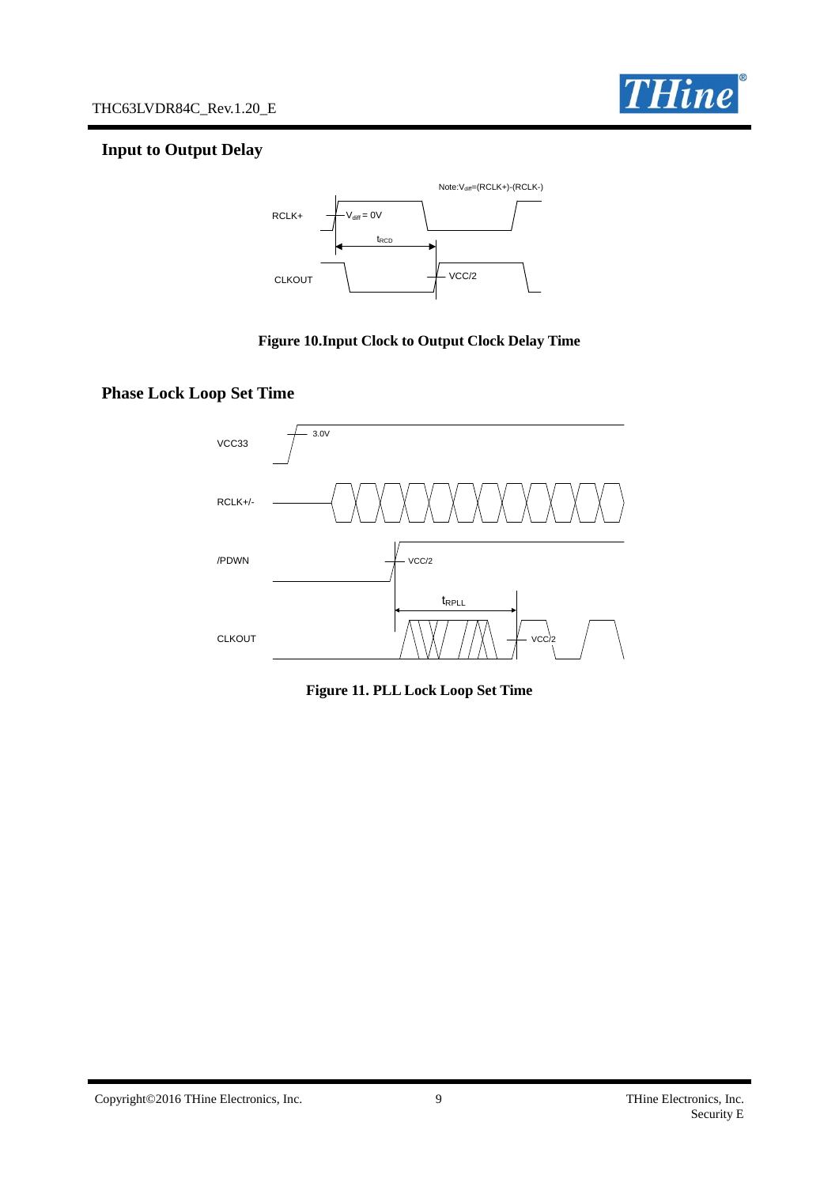## Input to Output Delay

Figure 10.Input Clock to Output Clock Delay Time

## Phase Lock Loop Set Time

Figure 11. PLL Lock Loop Set Time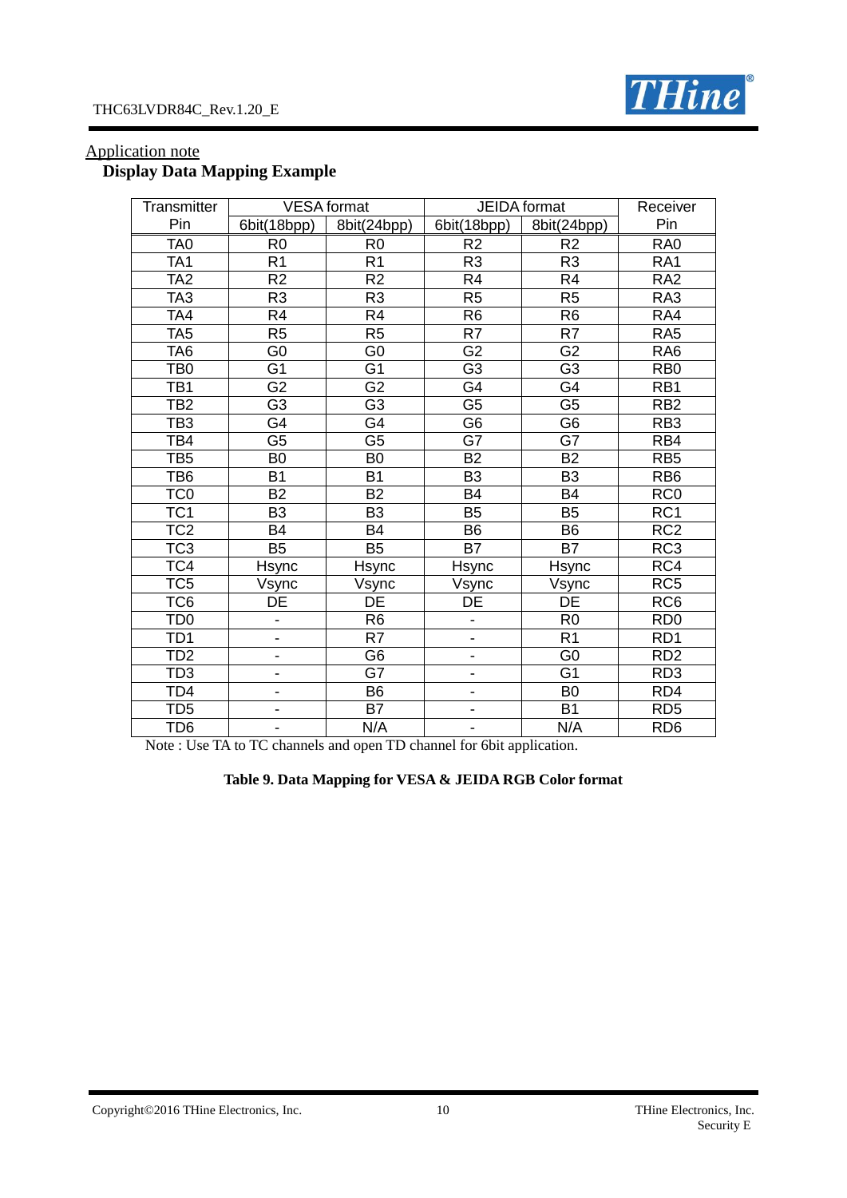Application note

## Display Data Mapping Example

| Transmitter | VESA format | | JEIDA format | | Receiver |
|---|---|---|---|---|---|
| Pin | 6bit(18bpp) | 8bit(24bpp) | 6bit(18bpp) | 8bit(24bpp) | Pin |
| TA0 | R0 | R0 | R2 | R2 | RA0 |
| TA1 | R1 | R1 | R3 | R3 | RA1 |
| TA2 | R2 | R2 | R4 | R4 | RA2 |
| TA3 | R3 | R3 | R5 | R5 | RA3 |
| TA4 | R4 | R4 | R6 | R6 | RA4 |
| TA5 | R5 | R5 | R7 | R7 | RA5 |
| TA6 | G0 | G0 | G2 | G2 | RA6 |
| TB0 | G1 | G1 | G3 | G3 | RB0 |
| TB1 | G2 | G2 | G4 | G4 | RB1 |
| TB2 | G3 | G3 | G5 | G5 | RB2 |
| TB3 | G4 | G4 | G6 | G6 | RB3 |
| TB4 | G5 | G5 | G7 | G7 | RB4 |
| TB5 | B0 | B0 | B2 | B2 | RB5 |
| TB6 | B1 | B1 | B3 | B3 | RB6 |
| TC0 | B2 | B2 | B4 | B4 | RC0 |
| TC1 | B3 | B3 | B5 | B5 | RC1 |
| TC2 | B4 | B4 | B6 | B6 | RC2 |
| TC3 | B5 | B5 | B7 | B7 | RC3 |
| TC4 | Hsync | Hsync | Hsync | Hsync | RC4 |
| TC5 | Vsync | Vsync | Vsync | Vsync | RC5 |
| TC6 | DE | DE | DE | DE | RC6 |
| TD0 | - | R6 | - | R0 | RD0 |
| TD1 | - | R7 | - | R1 | RD1 |
| TD2 | - | G6 | - | G0 | RD2 |
| TD3 | - | G7 | - | G1 | RD3 |
| TD4 | - | B6 | - | B0 | RD4 |
| TD5 | - | B7 | - | B1 | RD5 |
| TD6 | - | N/A | - | N/A | RD6 |

Note : Use TA to TC channels and open TD channel for 6bit application.

**Table 9. Data Mapping for VESA & JEIDA RGB Color format**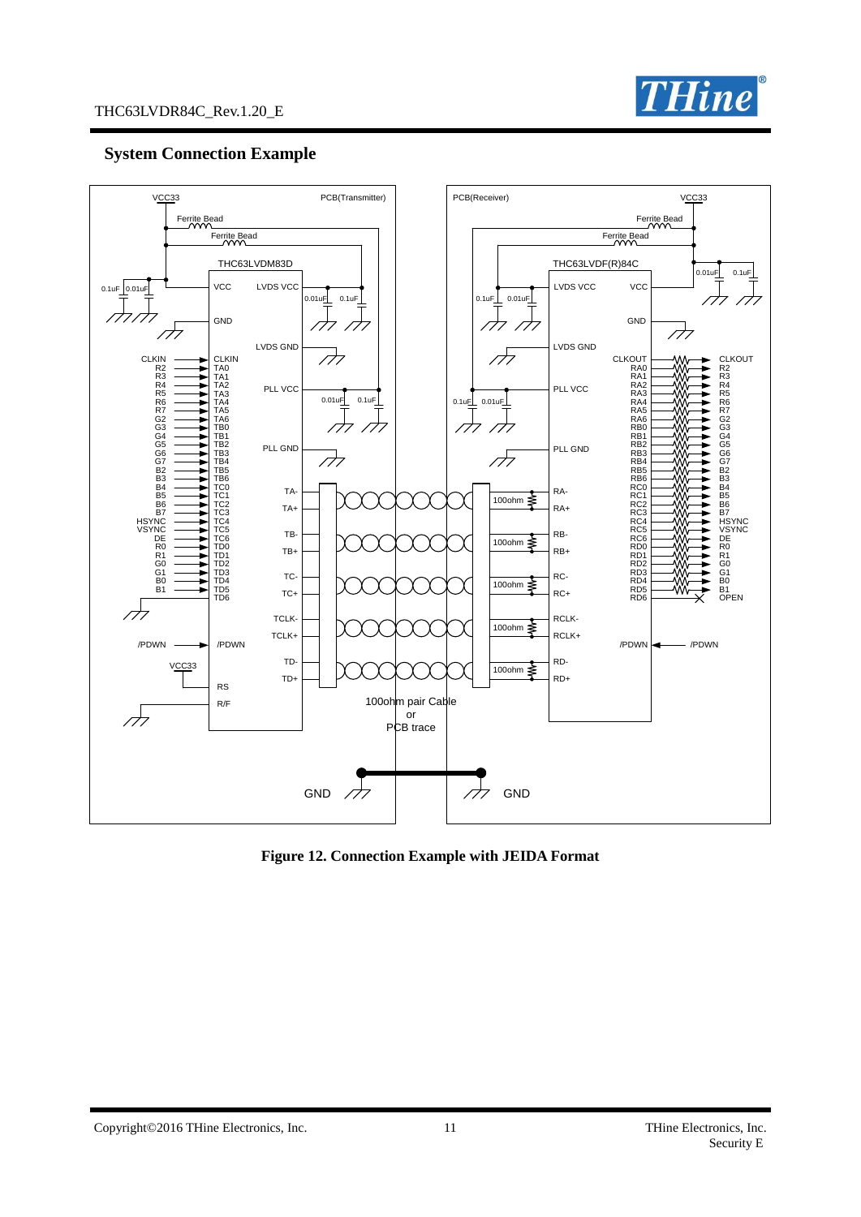## System Connection Example

**Figure 12. Connection Example with JEIDA Format**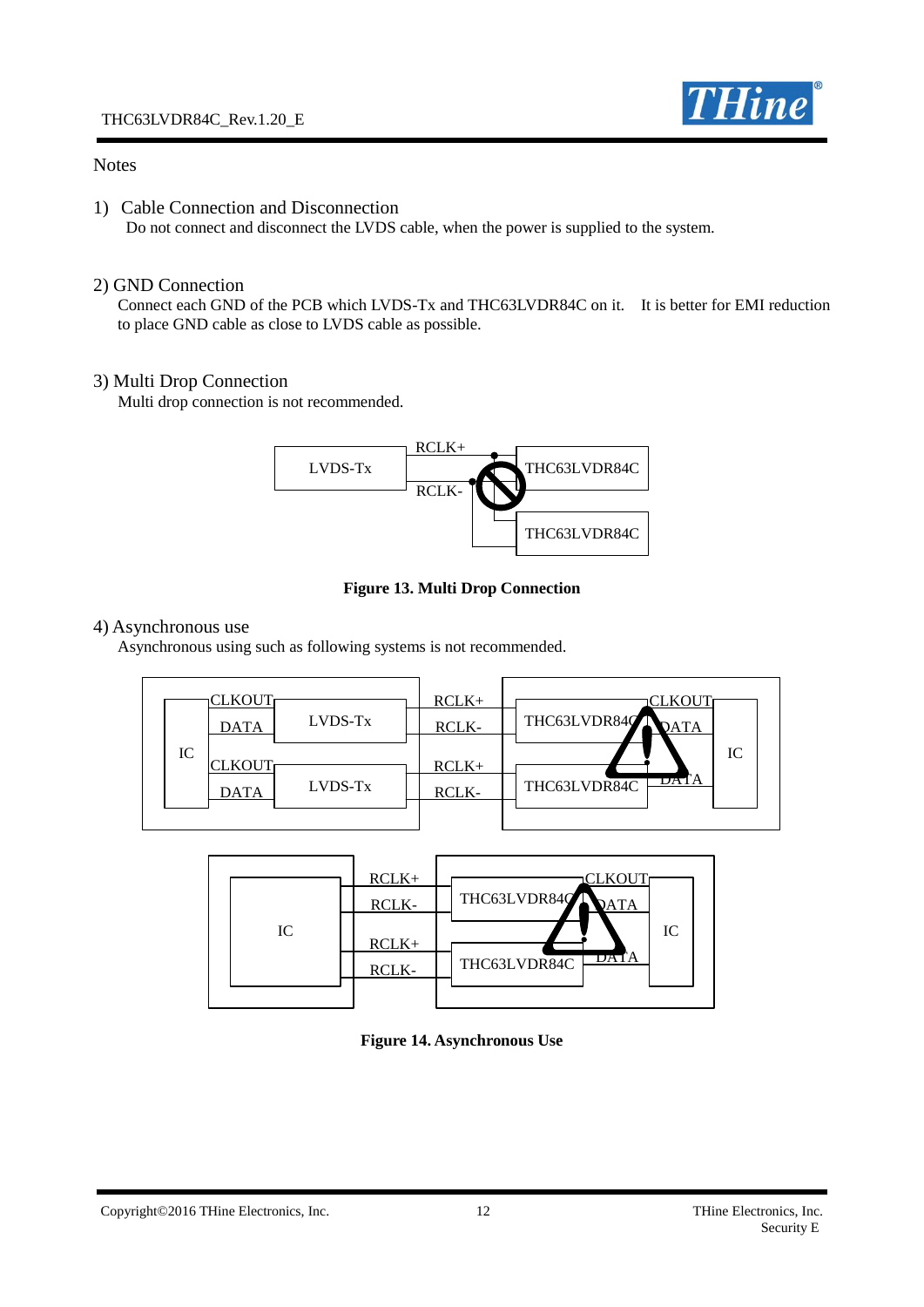Notes

1) Cable Connection and Disconnection
Do not connect and disconnect the LVDS cable, when the power is supplied to the system.

2) GND Connection
Connect each GND of the PCB which LVDS-Tx and THC63LVDR84C on it. It is better for EMI reduction to place GND cable as close to LVDS cable as possible.

3) Multi Drop Connection
Multi drop connection is not recommended.

LVDS-Tx RCLK+ RCLK- THC63LVDR84C THC63LVDR84C

**Figure 13. Multi Drop Connection**

4) Asynchronous use
Asynchronous using such as following systems is not recommended.

IC CLKOUT DATA LVDS-Tx CLKOUT DATA LVDS-Tx RCLK+ RCLK- RCLK+ RCLK- THC63LVDR84C CLKOUT DATA THC63LVDR84C DATA IC

IC RCLK+ RCLK- RCLK+ RCLK- THC63LVDR84C CLKOUT DATA THC63LVDR84C DATA IC

**Figure 14. Asynchronous Use**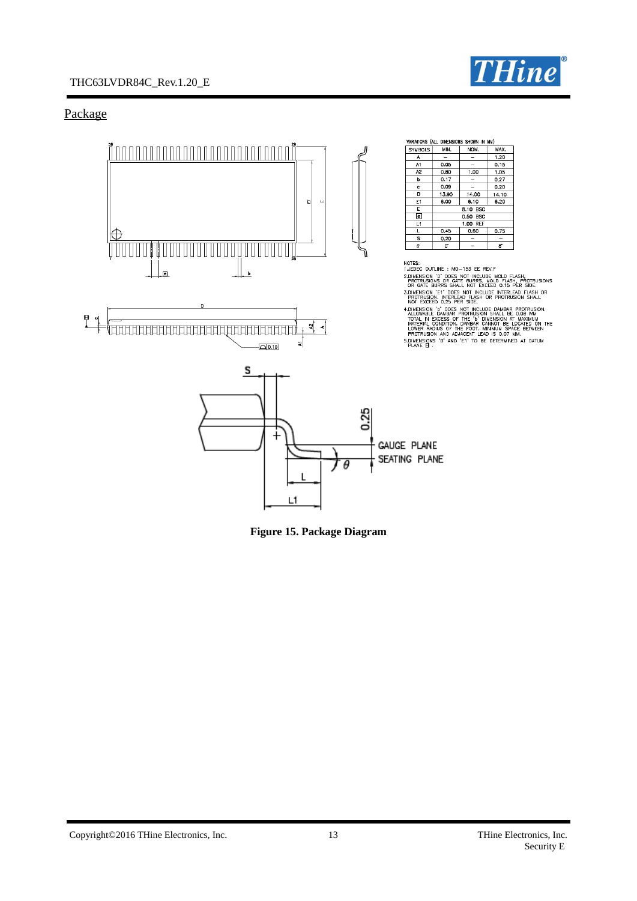## Package

VARIATIONS (ALL DIMENSIONS SHOWN IN MM)

| SYMBOLS | MIN. | NOM. | MAX. |
|---|---|---|---|
| A | – | – | 1.20 |
| A1 | 0.05 | – | 0.15 |
| A2 | 0.80 | 1.00 | 1.05 |
| b | 0.17 | – | 0.27 |
| c | 0.09 | – | 0.20 |
| D | 13.90 | 14.00 | 14.10 |
| E1 | 6.00 | 6.10 | 6.20 |
| E | 8.10 BSC | | |
| e | 0.50 BSC | | |
| L1 | 1.00 REF | | |
| L | 0.45 | 0.60 | 0.75 |
| S | 0.20 | – | – |
| θ | 0° | – | 8° |

NOTES:

1. JEDEC OUTLINE : MO-153 EE REV.F
2. DIMENSION "D" DOES NOT INCLUDE MOLD FLASH, PROTRUSIONS OR GATE BURRS. MOLD FLASH, PROTRUSIONS OR GATE BURRS SHALL NOT EXCEED 0.15 PER SIDE.
3. DIMENSION "E1" DOES NOT INCLUDE INTERLEAD FLASH OR PROTRUSION. INTERLEAD FLASH OR PROTRUSION SHALL NOT EXCEED 0.25 PER SIDE.
4. DIMENSION "b" DOES NOT INCLUDE DAMBAR PROTRUSION. ALLOWABLE DAMBAR PROTRUSION SHALL BE 0.08 MM TOTAL IN EXCESS OF THE "b" DIMENSION AT MAXIMUM MATERIAL CONDITION. DAMBAR CANNOT BE LOCATED ON THE LOWER RADIUS OF THE FOOT. MINIMUM SPACE BETWEEN PROTRUSION AND ADJACENT LEAD IS 0.07 MM.
5. DIMENSIONS "D" AND "E1" TO BE DETERMINED AT DATUM PLANE H.

**Figure 15. Package Diagram**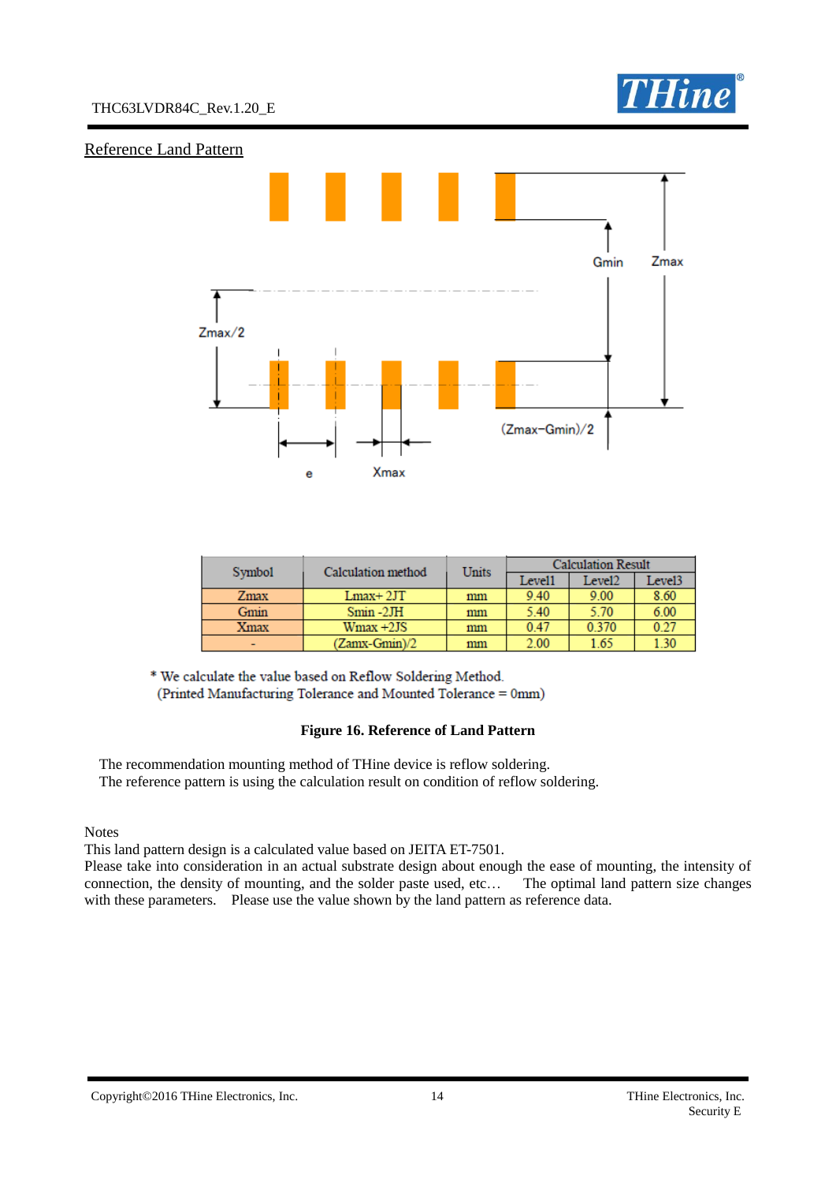## Reference Land Pattern

| Symbol | Calculation method | Units | Calculation Result | | |
|---|---|---|---|---|---|
| | | | Level1 | Level2 | Level3 |
| Zmax | Lmax+ 2JT | mm | 9.40 | 9.00 | 8.60 |
| Gmin | Smin -2JH | mm | 5.40 | 5.70 | 6.00 |
| Xmax | Wmax +2JS | mm | 0.47 | 0.370 | 0.27 |
| - | (Zamx-Gmin)/2 | mm | 2.00 | 1.65 | 1.30 |

* We calculate the value based on Reflow Soldering Method.
(Printed Manufacturing Tolerance and Mounted Tolerance = 0mm)

**Figure 16. Reference of Land Pattern**

The recommendation mounting method of THine device is reflow soldering.
The reference pattern is using the calculation result on condition of reflow soldering.

Notes
This land pattern design is a calculated value based on JEITA ET-7501.
Please take into consideration in an actual substrate design about enough the ease of mounting, the intensity of connection, the density of mounting, and the solder paste used, etc… The optimal land pattern size changes with these parameters. Please use the value shown by the land pattern as reference data.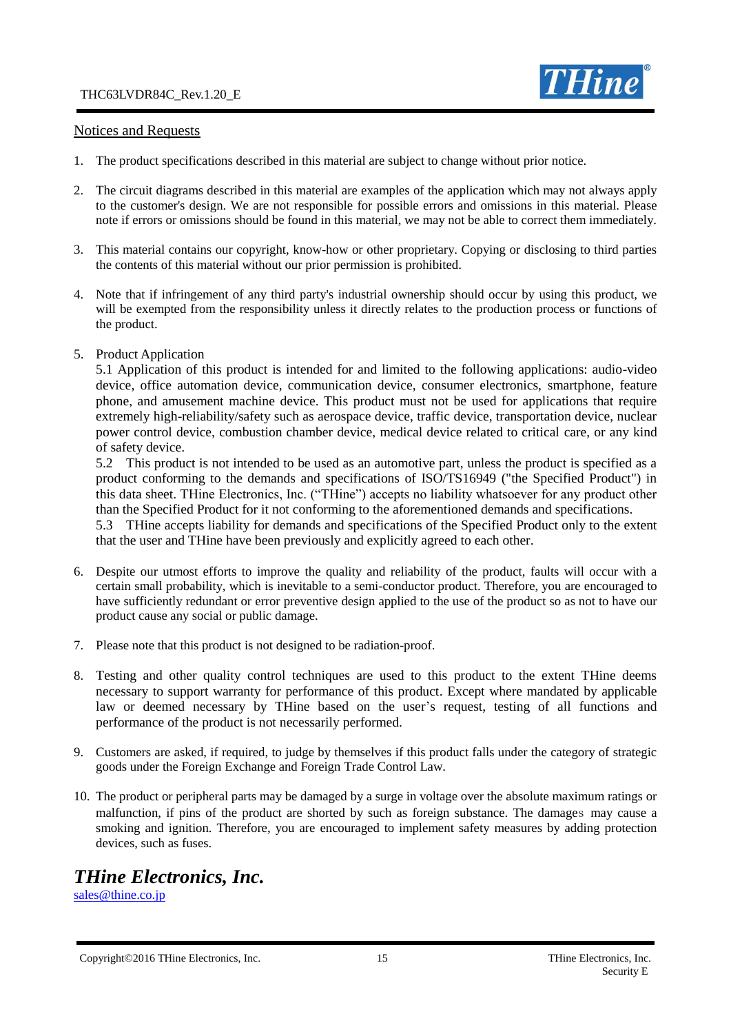## Notices and Requests

1. The product specifications described in this material are subject to change without prior notice.

2. The circuit diagrams described in this material are examples of the application which may not always apply to the customer's design. We are not responsible for possible errors and omissions in this material. Please note if errors or omissions should be found in this material, we may not be able to correct them immediately.

3. This material contains our copyright, know-how or other proprietary. Copying or disclosing to third parties the contents of this material without our prior permission is prohibited.

4. Note that if infringement of any third party's industrial ownership should occur by using this product, we will be exempted from the responsibility unless it directly relates to the production process or functions of the product.

5. Product Application
   5.1 Application of this product is intended for and limited to the following applications: audio-video device, office automation device, communication device, consumer electronics, smartphone, feature phone, and amusement machine device. This product must not be used for applications that require extremely high-reliability/safety such as aerospace device, traffic device, transportation device, nuclear power control device, combustion chamber device, medical device related to critical care, or any kind of safety device.
   5.2 This product is not intended to be used as an automotive part, unless the product is specified as a product conforming to the demands and specifications of ISO/TS16949 ("the Specified Product") in this data sheet. THine Electronics, Inc. ("THine") accepts no liability whatsoever for any product other than the Specified Product for it not conforming to the aforementioned demands and specifications.
   5.3 THine accepts liability for demands and specifications of the Specified Product only to the extent that the user and THine have been previously and explicitly agreed to each other.

6. Despite our utmost efforts to improve the quality and reliability of the product, faults will occur with a certain small probability, which is inevitable to a semi-conductor product. Therefore, you are encouraged to have sufficiently redundant or error preventive design applied to the use of the product so as not to have our product cause any social or public damage.

7. Please note that this product is not designed to be radiation-proof.

8. Testing and other quality control techniques are used to this product to the extent THine deems necessary to support warranty for performance of this product. Except where mandated by applicable law or deemed necessary by THine based on the user's request, testing of all functions and performance of the product is not necessarily performed.

9. Customers are asked, if required, to judge by themselves if this product falls under the category of strategic goods under the Foreign Exchange and Foreign Trade Control Law.

10. The product or peripheral parts may be damaged by a surge in voltage over the absolute maximum ratings or malfunction, if pins of the product are shorted by such as foreign substance. The damages may cause a smoking and ignition. Therefore, you are encouraged to implement safety measures by adding protection devices, such as fuses.

***THine Electronics, Inc.***

sales@thine.co.jp